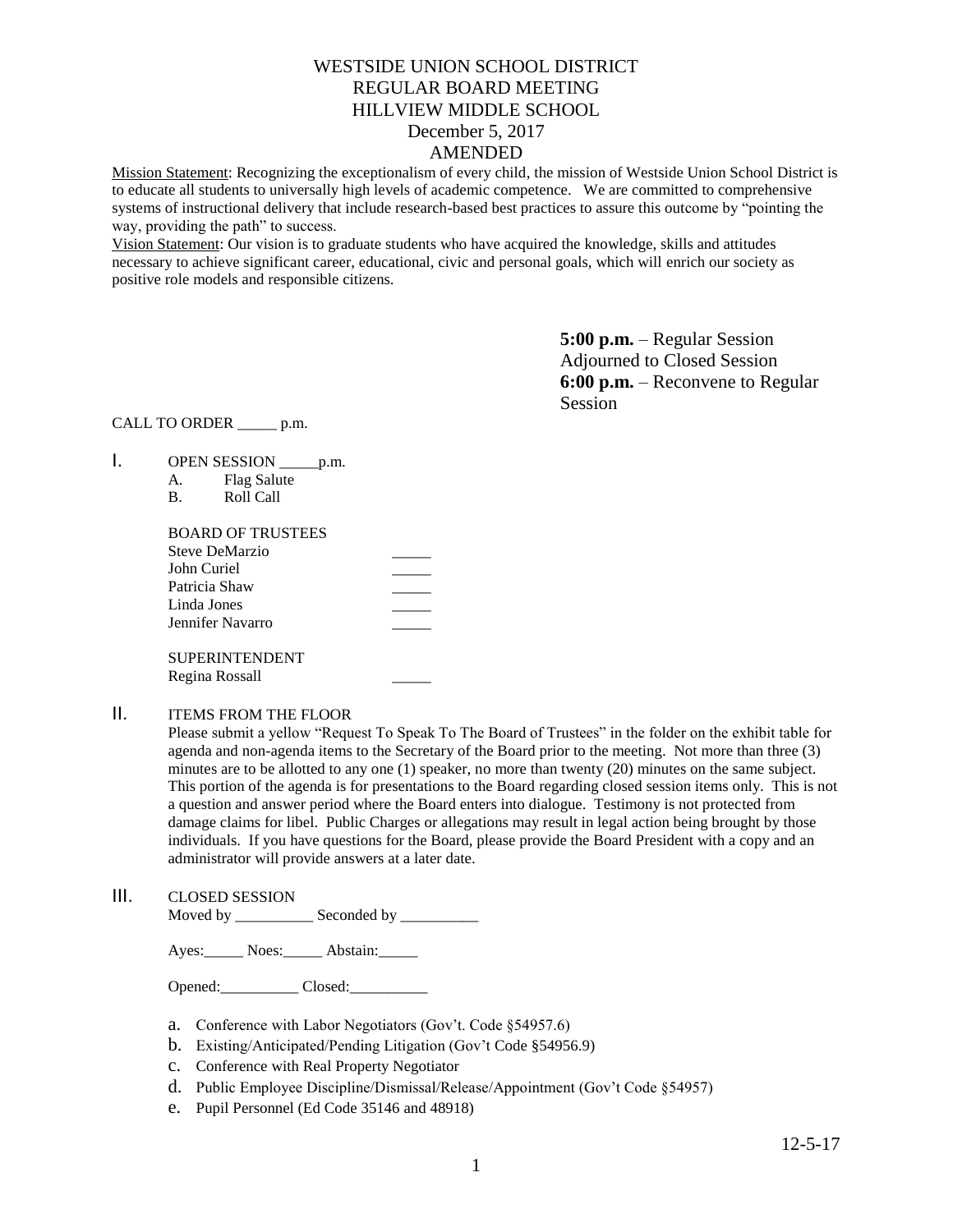# WESTSIDE UNION SCHOOL DISTRICT
# REGULAR BOARD MEETING
# HILLVIEW MIDDLE SCHOOL
# December 5, 2017
# AMENDED

Mission Statement: Recognizing the exceptionalism of every child, the mission of Westside Union School District is to educate all students to universally high levels of academic competence. We are committed to comprehensive systems of instructional delivery that include research-based best practices to assure this outcome by "pointing the way, providing the path" to success.

Vision Statement: Our vision is to graduate students who have acquired the knowledge, skills and attitudes necessary to achieve significant career, educational, civic and personal goals, which will enrich our society as positive role models and responsible citizens.

**5:00 p.m.** – Regular Session
Adjourned to Closed Session
**6:00 p.m.** – Reconvene to Regular Session

CALL TO ORDER _____ p.m.

I. OPEN SESSION _____p.m.
   A. Flag Salute
   B. Roll Call

   BOARD OF TRUSTEES

   | | |
   |---|---|
   | Steve DeMarzio | _____ |
   | John Curiel | _____ |
   | Patricia Shaw | _____ |
   | Linda Jones | _____ |
   | Jennifer Navarro | _____ |

   SUPERINTENDENT

   | | |
   |---|---|
   | Regina Rossall | _____ |

II. ITEMS FROM THE FLOOR

Please submit a yellow "Request To Speak To The Board of Trustees" in the folder on the exhibit table for agenda and non-agenda items to the Secretary of the Board prior to the meeting. Not more than three (3) minutes are to be allotted to any one (1) speaker, no more than twenty (20) minutes on the same subject. This portion of the agenda is for presentations to the Board regarding closed session items only. This is not a question and answer period where the Board enters into dialogue. Testimony is not protected from damage claims for libel. Public Charges or allegations may result in legal action being brought by those individuals. If you have questions for the Board, please provide the Board President with a copy and an administrator will provide answers at a later date.

III. CLOSED SESSION

Moved by __________ Seconded by __________

Ayes:_____ Noes:_____ Abstain:_____

Opened:__________ Closed:__________

a. Conference with Labor Negotiators (Gov't. Code §54957.6)
b. Existing/Anticipated/Pending Litigation (Gov't Code §54956.9)
c. Conference with Real Property Negotiator
d. Public Employee Discipline/Dismissal/Release/Appointment (Gov't Code §54957)
e. Pupil Personnel (Ed Code 35146 and 48918)

12-5-17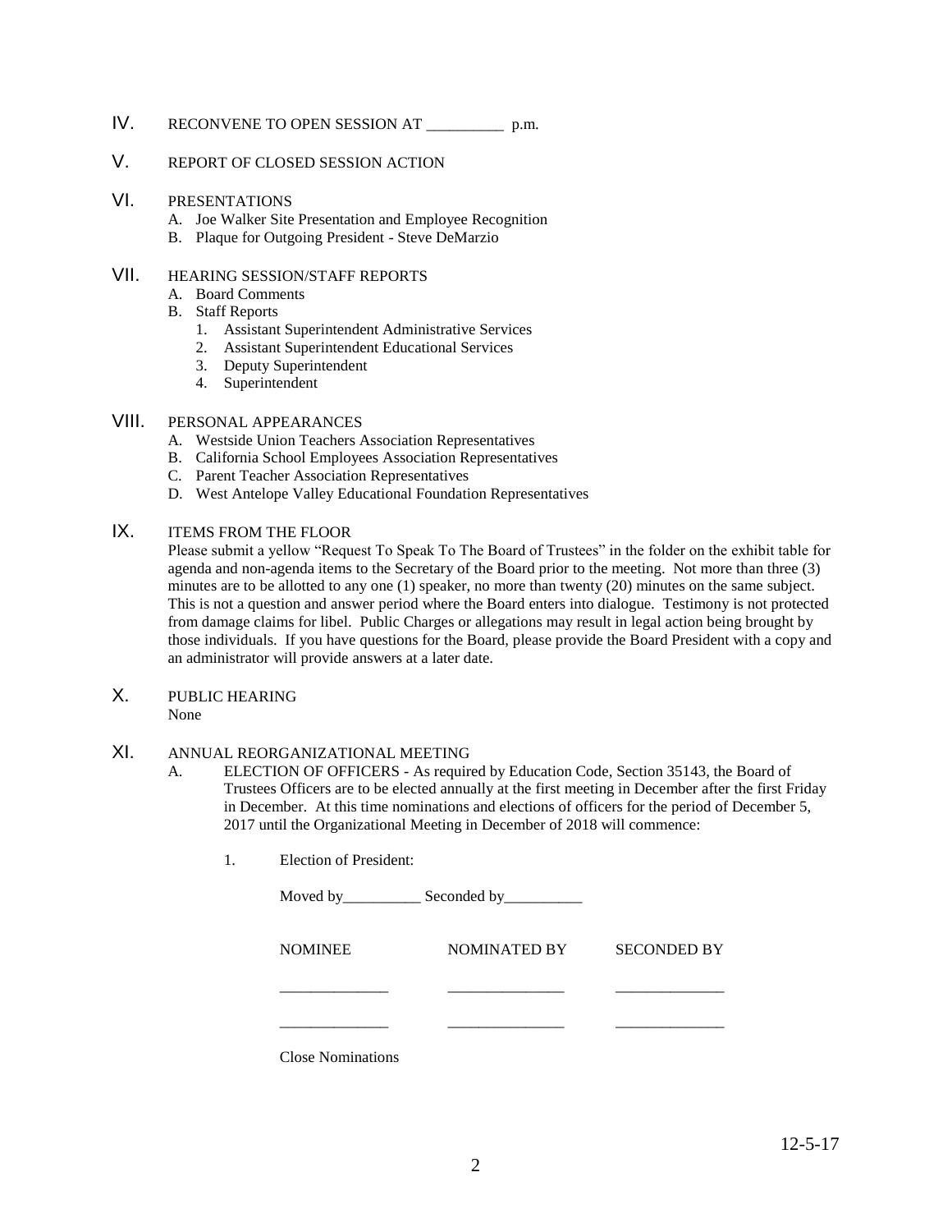## IV. RECONVENE TO OPEN SESSION AT __________ p.m.

## V. REPORT OF CLOSED SESSION ACTION

## VI. PRESENTATIONS

A. Joe Walker Site Presentation and Employee Recognition
B. Plaque for Outgoing President - Steve DeMarzio

## VII. HEARING SESSION/STAFF REPORTS

A. Board Comments
B. Staff Reports
   1. Assistant Superintendent Administrative Services
   2. Assistant Superintendent Educational Services
   3. Deputy Superintendent
   4. Superintendent

## VIII. PERSONAL APPEARANCES

A. Westside Union Teachers Association Representatives
B. California School Employees Association Representatives
C. Parent Teacher Association Representatives
D. West Antelope Valley Educational Foundation Representatives

## IX. ITEMS FROM THE FLOOR

Please submit a yellow "Request To Speak To The Board of Trustees" in the folder on the exhibit table for agenda and non-agenda items to the Secretary of the Board prior to the meeting. Not more than three (3) minutes are to be allotted to any one (1) speaker, no more than twenty (20) minutes on the same subject. This is not a question and answer period where the Board enters into dialogue. Testimony is not protected from damage claims for libel. Public Charges or allegations may result in legal action being brought by those individuals. If you have questions for the Board, please provide the Board President with a copy and an administrator will provide answers at a later date.

## X. PUBLIC HEARING

None

## XI. ANNUAL REORGANIZATIONAL MEETING

A. ELECTION OF OFFICERS - As required by Education Code, Section 35143, the Board of Trustees Officers are to be elected annually at the first meeting in December after the first Friday in December. At this time nominations and elections of officers for the period of December 5, 2017 until the Organizational Meeting in December of 2018 will commence:

1. Election of President:

Moved by__________ Seconded by__________

| NOMINEE | NOMINATED BY | SECONDED BY |
|---|---|---|
| ______________ | _______________ | ______________ |
| ______________ | _______________ | ______________ |

Close Nominations

12-5-17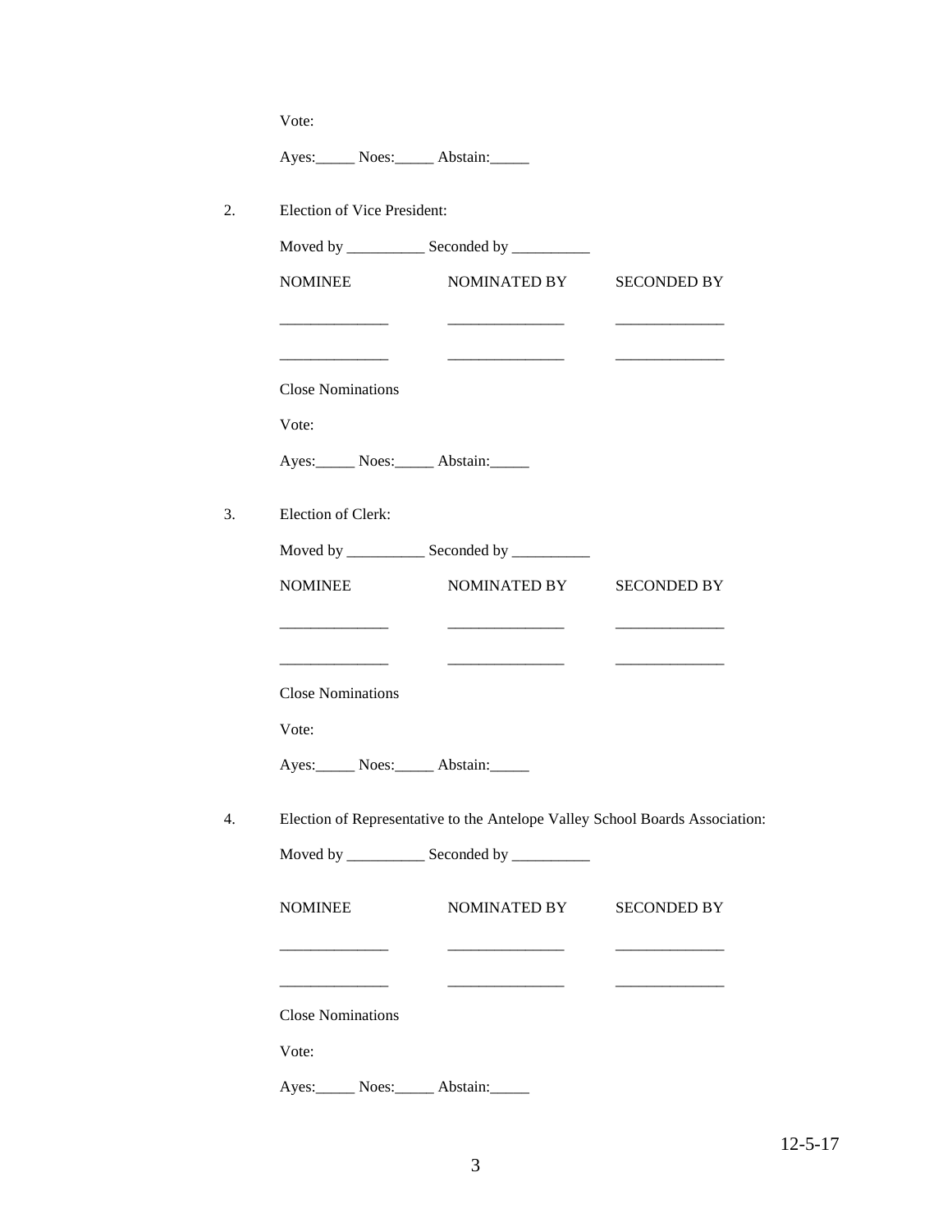Vote:

Ayes:_____ Noes:_____ Abstain:_____

2. Election of Vice President:

   Moved by __________ Seconded by __________

| NOMINEE | NOMINATED BY | SECONDED BY |
|---|---|---|
| ______________ | _______________ | ______________ |
| ______________ | _______________ | ______________ |

   Close Nominations

   Vote:

   Ayes:_____ Noes:_____ Abstain:_____

3. Election of Clerk:

   Moved by __________ Seconded by __________

| NOMINEE | NOMINATED BY | SECONDED BY |
|---|---|---|
| ______________ | _______________ | ______________ |
| ______________ | _______________ | ______________ |

   Close Nominations

   Vote:

   Ayes:_____ Noes:_____ Abstain:_____

4. Election of Representative to the Antelope Valley School Boards Association:

   Moved by __________ Seconded by __________

| NOMINEE | NOMINATED BY | SECONDED BY |
|---|---|---|
| ______________ | _______________ | ______________ |
| ______________ | _______________ | ______________ |

   Close Nominations

   Vote:

   Ayes:_____ Noes:_____ Abstain:_____

12-5-17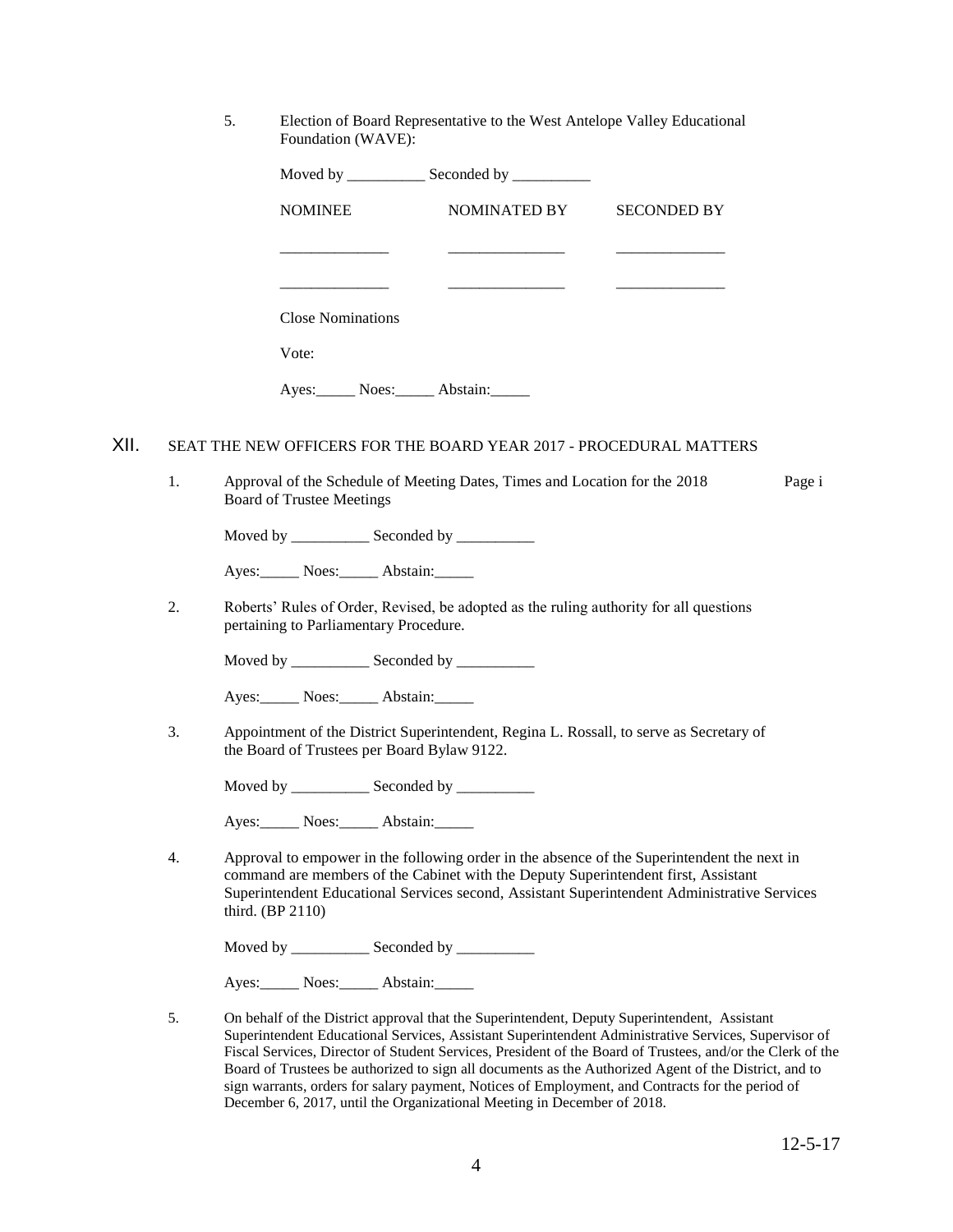5. Election of Board Representative to the West Antelope Valley Educational Foundation (WAVE):

   Moved by __________ Seconded by __________

   | NOMINEE | NOMINATED BY | SECONDED BY |
   | --- | --- | --- |
   | ______________ | _______________ | ______________ |
   | ______________ | _______________ | ______________ |

   Close Nominations

   Vote:

   Ayes:_____ Noes:_____ Abstain:_____

## XII. SEAT THE NEW OFFICERS FOR THE BOARD YEAR 2017 - PROCEDURAL MATTERS

1. Approval of the Schedule of Meeting Dates, Times and Location for the 2018 Board of Trustee Meetings — Page i

   Moved by __________ Seconded by __________

   Ayes:_____ Noes:_____ Abstain:_____

2. Roberts' Rules of Order, Revised, be adopted as the ruling authority for all questions pertaining to Parliamentary Procedure.

   Moved by __________ Seconded by __________

   Ayes:_____ Noes:_____ Abstain:_____

3. Appointment of the District Superintendent, Regina L. Rossall, to serve as Secretary of the Board of Trustees per Board Bylaw 9122.

   Moved by __________ Seconded by __________

   Ayes:_____ Noes:_____ Abstain:_____

4. Approval to empower in the following order in the absence of the Superintendent the next in command are members of the Cabinet with the Deputy Superintendent first, Assistant Superintendent Educational Services second, Assistant Superintendent Administrative Services third. (BP 2110)

   Moved by __________ Seconded by __________

   Ayes:_____ Noes:_____ Abstain:_____

5. On behalf of the District approval that the Superintendent, Deputy Superintendent, Assistant Superintendent Educational Services, Assistant Superintendent Administrative Services, Supervisor of Fiscal Services, Director of Student Services, President of the Board of Trustees, and/or the Clerk of the Board of Trustees be authorized to sign all documents as the Authorized Agent of the District, and to sign warrants, orders for salary payment, Notices of Employment, and Contracts for the period of December 6, 2017, until the Organizational Meeting in December of 2018.

12-5-17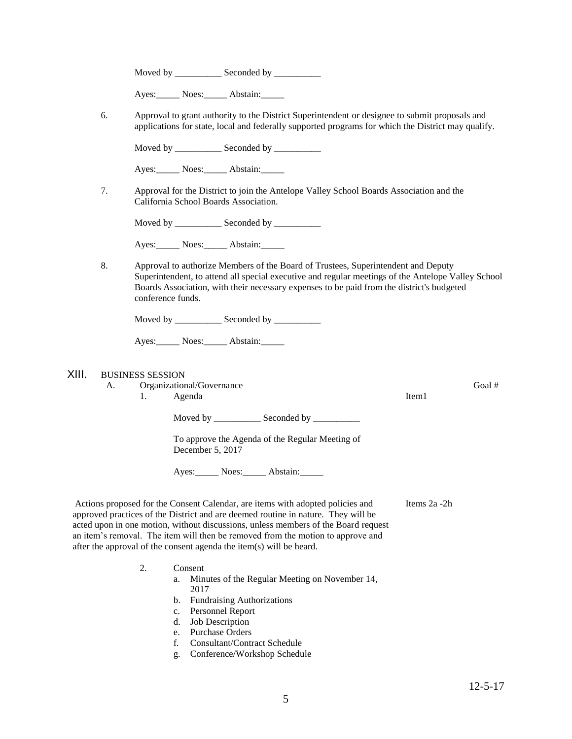Moved by __________ Seconded by __________

Ayes:_____ Noes:_____ Abstain:_____

6. Approval to grant authority to the District Superintendent or designee to submit proposals and applications for state, local and federally supported programs for which the District may qualify.

   Moved by __________ Seconded by __________

   Ayes:_____ Noes:_____ Abstain:_____

7. Approval for the District to join the Antelope Valley School Boards Association and the California School Boards Association.

   Moved by __________ Seconded by __________

   Ayes:_____ Noes:_____ Abstain:_____

8. Approval to authorize Members of the Board of Trustees, Superintendent and Deputy Superintendent, to attend all special executive and regular meetings of the Antelope Valley School Boards Association, with their necessary expenses to be paid from the district's budgeted conference funds.

   Moved by __________ Seconded by __________

   Ayes:_____ Noes:_____ Abstain:_____

## XIII. BUSINESS SESSION

A. Organizational/Governance — Goal #

1. Agenda — Item1

   Moved by __________ Seconded by __________

   To approve the Agenda of the Regular Meeting of December 5, 2017

   Ayes:_____ Noes:_____ Abstain:_____

Actions proposed for the Consent Calendar, are items with adopted policies and approved practices of the District and are deemed routine in nature. They will be acted upon in one motion, without discussions, unless members of the Board request an item's removal. The item will then be removed from the motion to approve and after the approval of the consent agenda the item(s) will be heard. — Items 2a -2h

2. Consent
   a. Minutes of the Regular Meeting on November 14, 2017
   b. Fundraising Authorizations
   c. Personnel Report
   d. Job Description
   e. Purchase Orders
   f. Consultant/Contract Schedule
   g. Conference/Workshop Schedule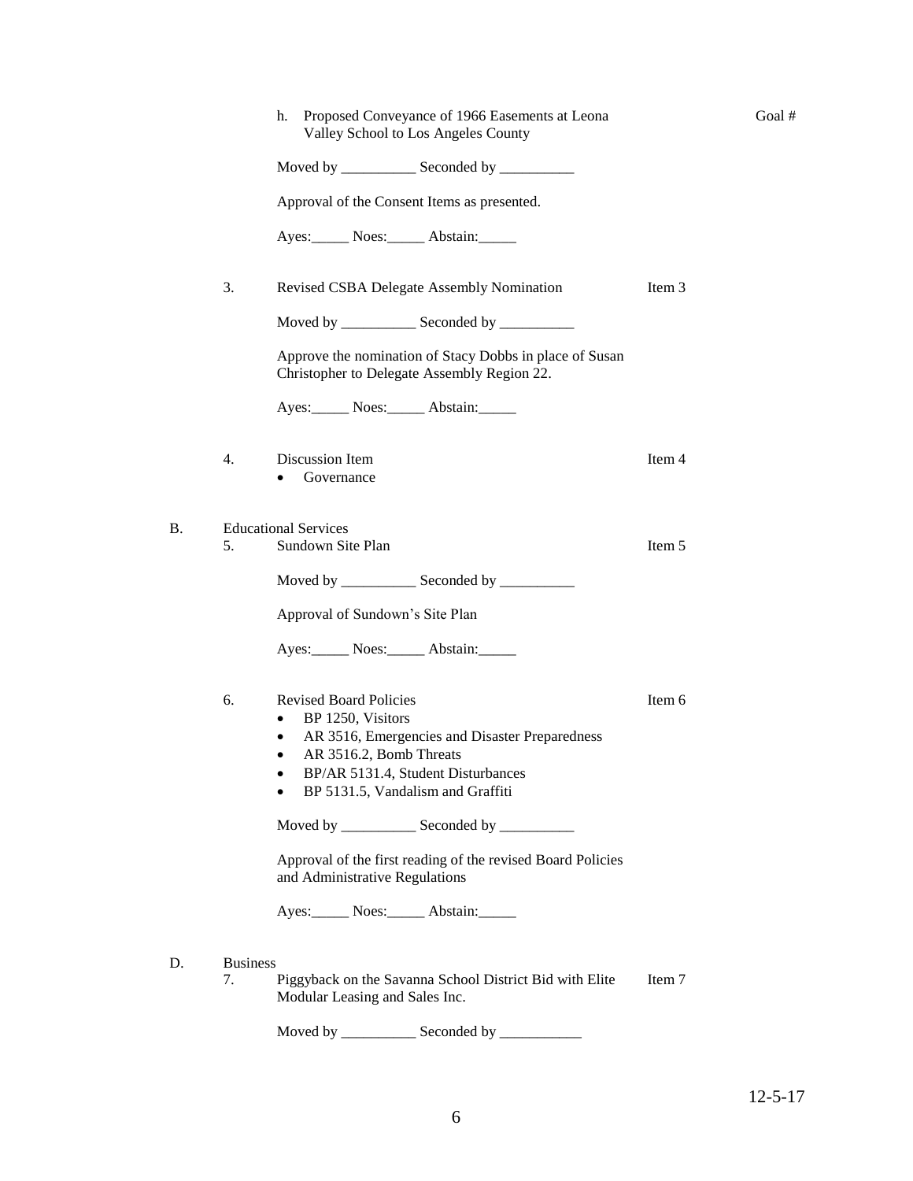h. Proposed Conveyance of 1966 Easements at Leona Valley School to Los Angeles County — Goal #

Moved by __________ Seconded by __________

Approval of the Consent Items as presented.

Ayes:_____ Noes:_____ Abstain:_____

3. Revised CSBA Delegate Assembly Nomination — Item 3

Moved by __________ Seconded by __________

Approve the nomination of Stacy Dobbs in place of Susan Christopher to Delegate Assembly Region 22.

Ayes:_____ Noes:_____ Abstain:_____

4. Discussion Item — Item 4
- Governance

B. Educational Services

5. Sundown Site Plan — Item 5

Moved by __________ Seconded by __________

Approval of Sundown's Site Plan

Ayes:_____ Noes:_____ Abstain:_____

6. Revised Board Policies — Item 6
- BP 1250, Visitors
- AR 3516, Emergencies and Disaster Preparedness
- AR 3516.2, Bomb Threats
- BP/AR 5131.4, Student Disturbances
- BP 5131.5, Vandalism and Graffiti

Moved by __________ Seconded by __________

Approval of the first reading of the revised Board Policies and Administrative Regulations

Ayes:_____ Noes:_____ Abstain:_____

D. Business

7. Piggyback on the Savanna School District Bid with Elite Modular Leasing and Sales Inc. — Item 7

Moved by __________ Seconded by ___________

12-5-17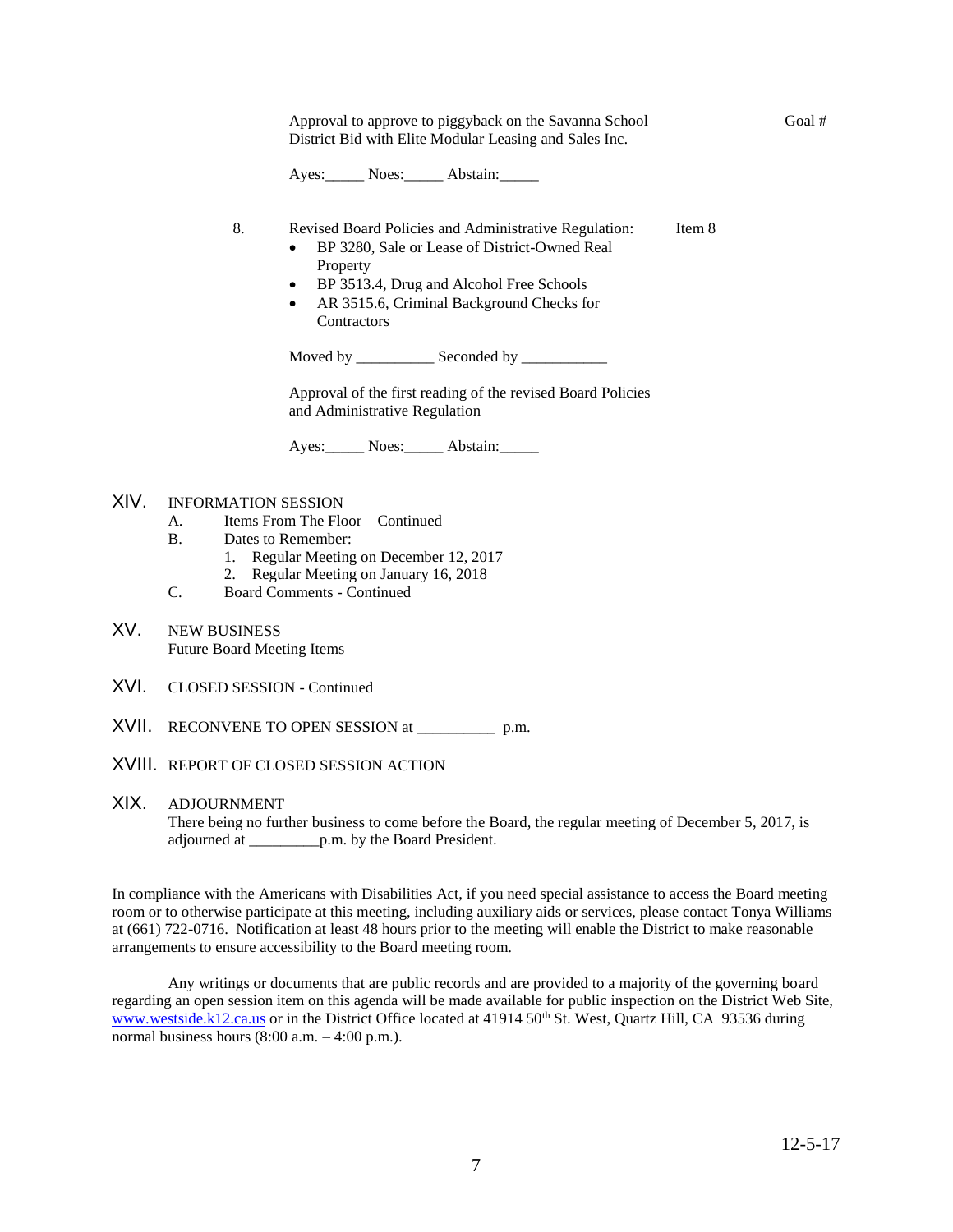Approval to approve to piggyback on the Savanna School District Bid with Elite Modular Leasing and Sales Inc. Goal #

Ayes:_____ Noes:_____ Abstain:_____

8. Revised Board Policies and Administrative Regulation: Item 8
   - BP 3280, Sale or Lease of District-Owned Real Property
   - BP 3513.4, Drug and Alcohol Free Schools
   - AR 3515.6, Criminal Background Checks for Contractors

   Moved by __________ Seconded by ___________

   Approval of the first reading of the revised Board Policies and Administrative Regulation

   Ayes:_____ Noes:_____ Abstain:_____

## XIV. INFORMATION SESSION

A. Items From The Floor – Continued

B. Dates to Remember:
   1. Regular Meeting on December 12, 2017
   2. Regular Meeting on January 16, 2018

C. Board Comments - Continued

## XV. NEW BUSINESS

Future Board Meeting Items

## XVI. CLOSED SESSION - Continued

## XVII. RECONVENE TO OPEN SESSION at __________ p.m.

## XVIII. REPORT OF CLOSED SESSION ACTION

## XIX. ADJOURNMENT

There being no further business to come before the Board, the regular meeting of December 5, 2017, is adjourned at _________p.m. by the Board President.

In compliance with the Americans with Disabilities Act, if you need special assistance to access the Board meeting room or to otherwise participate at this meeting, including auxiliary aids or services, please contact Tonya Williams at (661) 722-0716. Notification at least 48 hours prior to the meeting will enable the District to make reasonable arrangements to ensure accessibility to the Board meeting room.

Any writings or documents that are public records and are provided to a majority of the governing board regarding an open session item on this agenda will be made available for public inspection on the District Web Site, www.westside.k12.ca.us or in the District Office located at 41914 50th St. West, Quartz Hill, CA 93536 during normal business hours (8:00 a.m. – 4:00 p.m.).

12-5-17